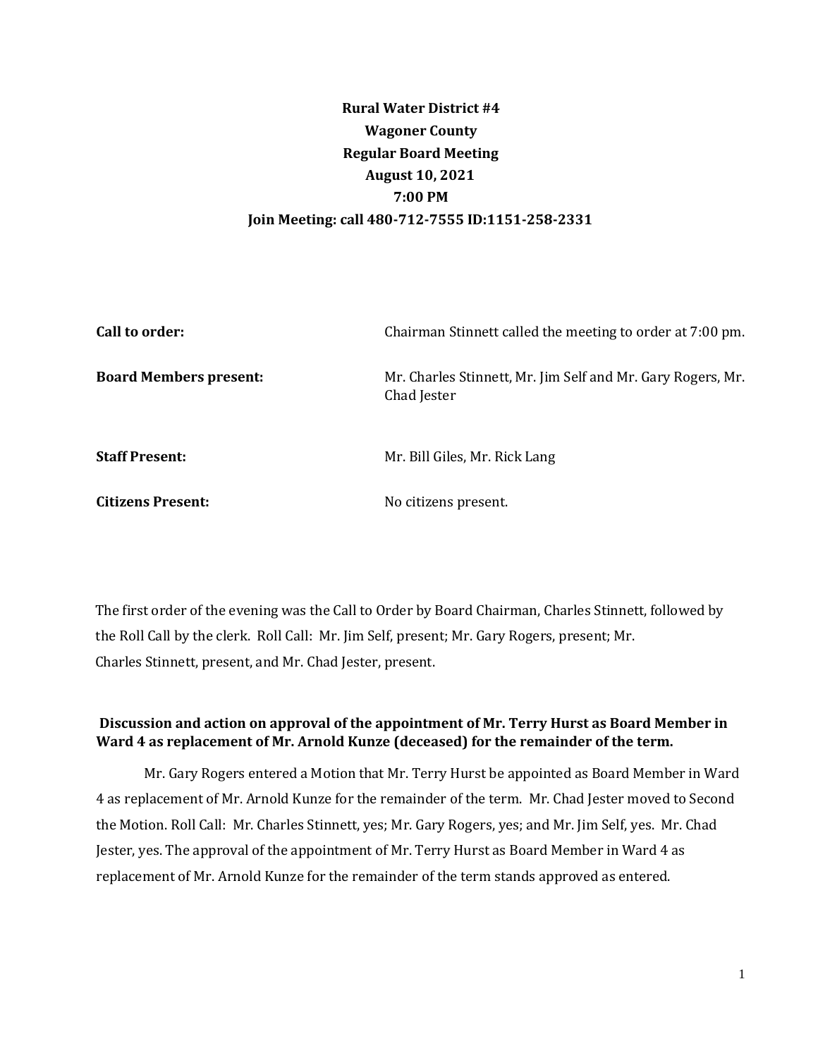**Rural Water District #4**
**Wagoner County**
**Regular Board Meeting**
**August 10, 2021**
**7:00 PM**
**Join Meeting: call 480-712-7555 ID:1151-258-2331**

| | |
|---|---|
| **Call to order:** | Chairman Stinnett called the meeting to order at 7:00 pm. |
| **Board Members present:** | Mr. Charles Stinnett, Mr. Jim Self and Mr. Gary Rogers, Mr. Chad Jester |
| **Staff Present:** | Mr. Bill Giles, Mr. Rick Lang |
| **Citizens Present:** | No citizens present. |

The first order of the evening was the Call to Order by Board Chairman, Charles Stinnett, followed by the Roll Call by the clerk. Roll Call: Mr. Jim Self, present; Mr. Gary Rogers, present; Mr. Charles Stinnett, present, and Mr. Chad Jester, present.

**Discussion and action on approval of the appointment of Mr. Terry Hurst as Board Member in Ward 4 as replacement of Mr. Arnold Kunze (deceased) for the remainder of the term.**

Mr. Gary Rogers entered a Motion that Mr. Terry Hurst be appointed as Board Member in Ward 4 as replacement of Mr. Arnold Kunze for the remainder of the term. Mr. Chad Jester moved to Second the Motion. Roll Call: Mr. Charles Stinnett, yes; Mr. Gary Rogers, yes; and Mr. Jim Self, yes. Mr. Chad Jester, yes. The approval of the appointment of Mr. Terry Hurst as Board Member in Ward 4 as replacement of Mr. Arnold Kunze for the remainder of the term stands approved as entered.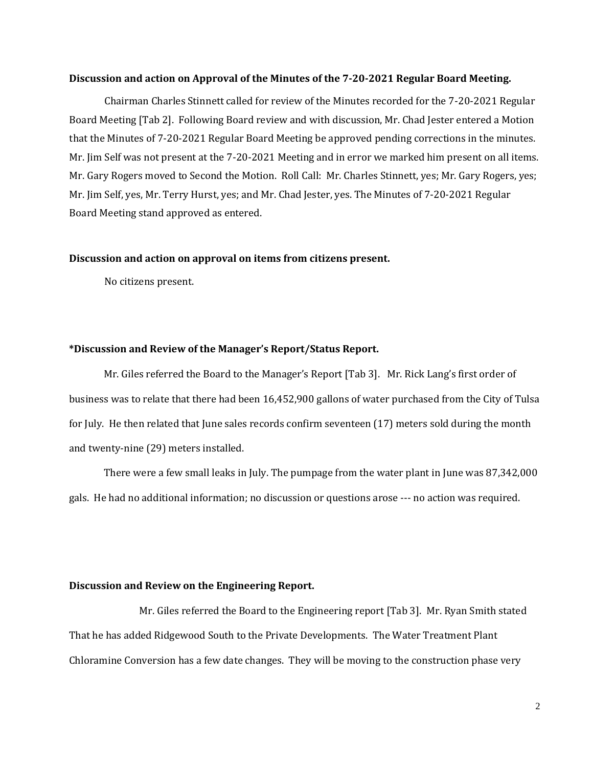**Discussion and action on Approval of the Minutes of the 7-20-2021 Regular Board Meeting.**

Chairman Charles Stinnett called for review of the Minutes recorded for the 7-20-2021 Regular Board Meeting [Tab 2]. Following Board review and with discussion, Mr. Chad Jester entered a Motion that the Minutes of 7-20-2021 Regular Board Meeting be approved pending corrections in the minutes. Mr. Jim Self was not present at the 7-20-2021 Meeting and in error we marked him present on all items. Mr. Gary Rogers moved to Second the Motion. Roll Call: Mr. Charles Stinnett, yes; Mr. Gary Rogers, yes; Mr. Jim Self, yes, Mr. Terry Hurst, yes; and Mr. Chad Jester, yes. The Minutes of 7-20-2021 Regular Board Meeting stand approved as entered.

**Discussion and action on approval on items from citizens present.**

No citizens present.

**\*Discussion and Review of the Manager's Report/Status Report.**

Mr. Giles referred the Board to the Manager's Report [Tab 3]. Mr. Rick Lang's first order of business was to relate that there had been 16,452,900 gallons of water purchased from the City of Tulsa for July. He then related that June sales records confirm seventeen (17) meters sold during the month and twenty-nine (29) meters installed.

There were a few small leaks in July. The pumpage from the water plant in June was 87,342,000 gals. He had no additional information; no discussion or questions arose --- no action was required.

**Discussion and Review on the Engineering Report.**

Mr. Giles referred the Board to the Engineering report [Tab 3]. Mr. Ryan Smith stated That he has added Ridgewood South to the Private Developments. The Water Treatment Plant Chloramine Conversion has a few date changes. They will be moving to the construction phase very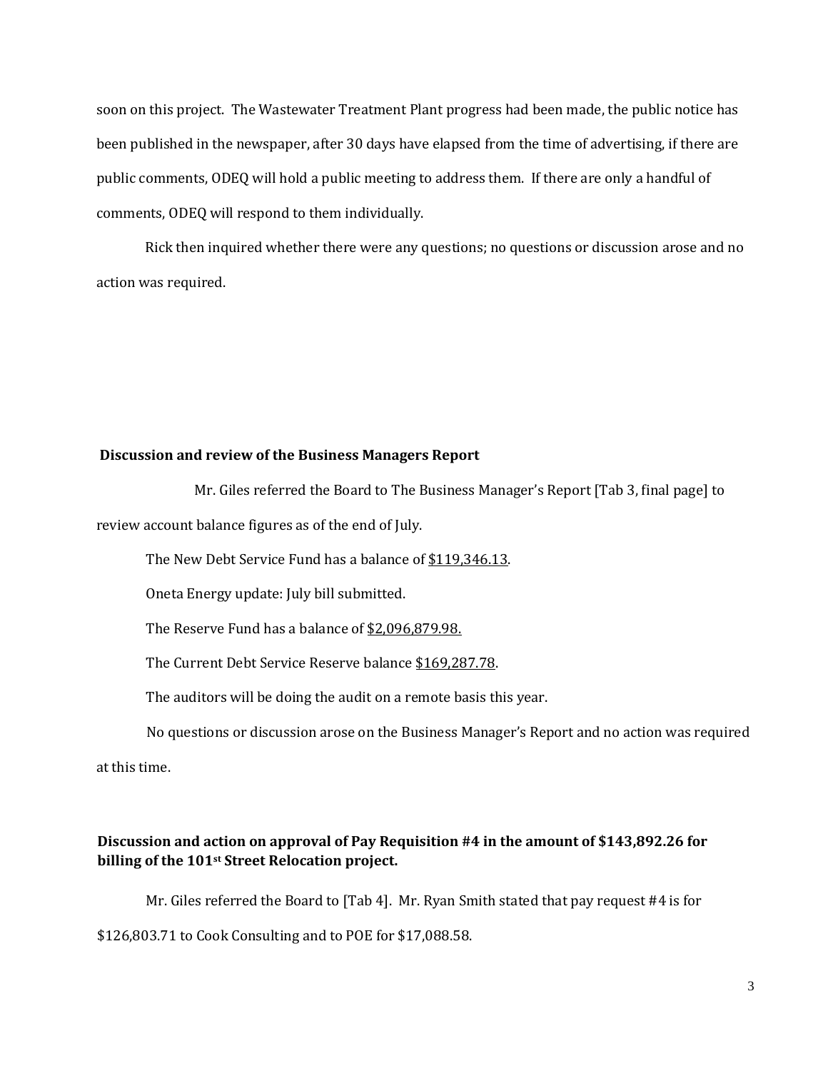soon on this project. The Wastewater Treatment Plant progress had been made, the public notice has been published in the newspaper, after 30 days have elapsed from the time of advertising, if there are public comments, ODEQ will hold a public meeting to address them. If there are only a handful of comments, ODEQ will respond to them individually.

Rick then inquired whether there were any questions; no questions or discussion arose and no action was required.

**Discussion and review of the Business Managers Report**

Mr. Giles referred the Board to The Business Manager's Report [Tab 3, final page] to review account balance figures as of the end of July.

The New Debt Service Fund has a balance of $119,346.13.

Oneta Energy update: July bill submitted.

The Reserve Fund has a balance of $2,096,879.98.

The Current Debt Service Reserve balance $169,287.78.

The auditors will be doing the audit on a remote basis this year.

No questions or discussion arose on the Business Manager's Report and no action was required at this time.

**Discussion and action on approval of Pay Requisition #4 in the amount of $143,892.26 for billing of the 101st Street Relocation project.**

Mr. Giles referred the Board to [Tab 4]. Mr. Ryan Smith stated that pay request #4 is for $126,803.71 to Cook Consulting and to POE for $17,088.58.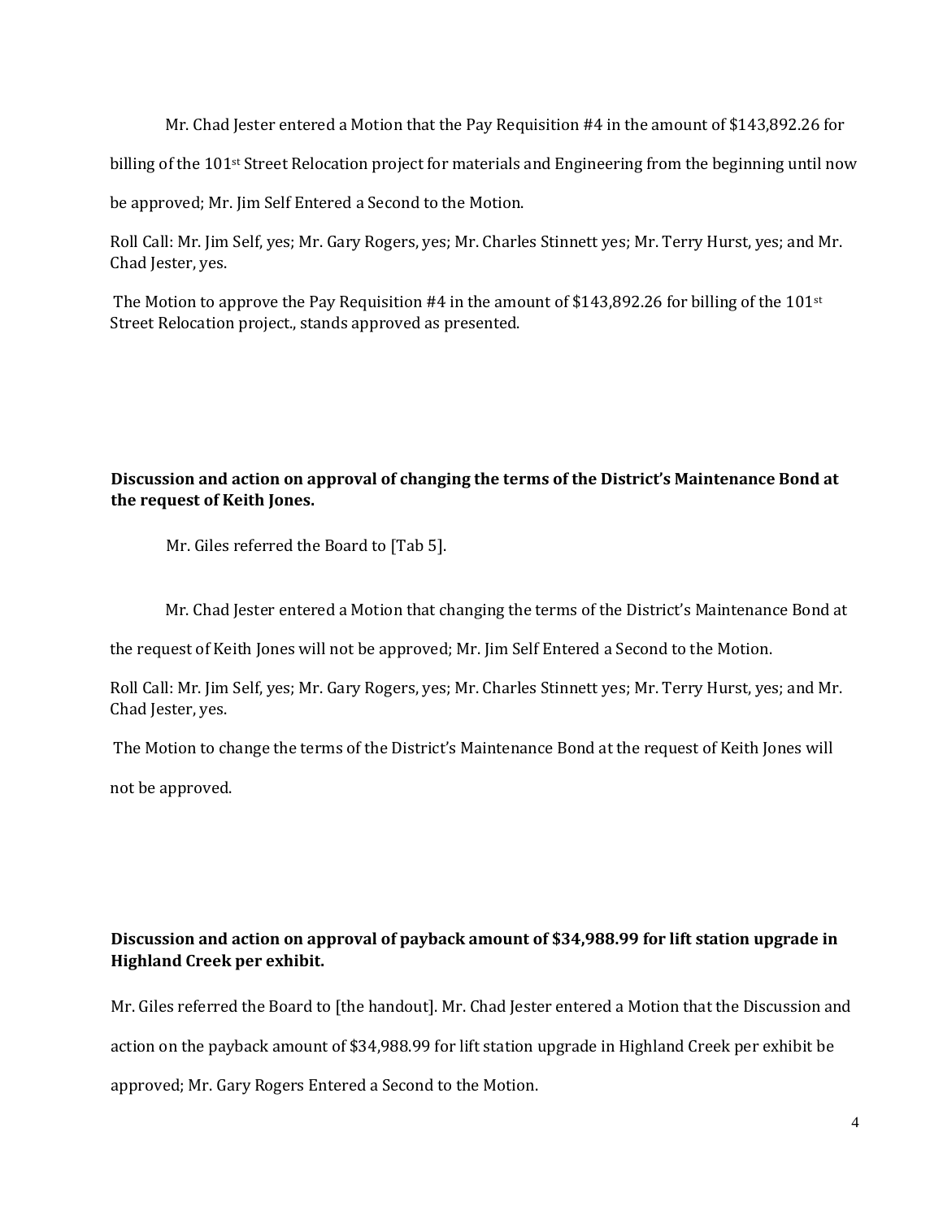Mr. Chad Jester entered a Motion that the Pay Requisition #4 in the amount of $143,892.26 for billing of the 101st Street Relocation project for materials and Engineering from the beginning until now be approved; Mr. Jim Self Entered a Second to the Motion.

Roll Call: Mr. Jim Self, yes; Mr. Gary Rogers, yes; Mr. Charles Stinnett yes; Mr. Terry Hurst, yes; and Mr. Chad Jester, yes.

The Motion to approve the Pay Requisition #4 in the amount of $143,892.26 for billing of the 101st Street Relocation project., stands approved as presented.

**Discussion and action on approval of changing the terms of the District's Maintenance Bond at the request of Keith Jones.**

Mr. Giles referred the Board to [Tab 5].

Mr. Chad Jester entered a Motion that changing the terms of the District's Maintenance Bond at the request of Keith Jones will not be approved; Mr. Jim Self Entered a Second to the Motion.

Roll Call: Mr. Jim Self, yes; Mr. Gary Rogers, yes; Mr. Charles Stinnett yes; Mr. Terry Hurst, yes; and Mr. Chad Jester, yes.

The Motion to change the terms of the District's Maintenance Bond at the request of Keith Jones will not be approved.

**Discussion and action on approval of payback amount of $34,988.99 for lift station upgrade in Highland Creek per exhibit.**

Mr. Giles referred the Board to [the handout]. Mr. Chad Jester entered a Motion that the Discussion and action on the payback amount of $34,988.99 for lift station upgrade in Highland Creek per exhibit be approved; Mr. Gary Rogers Entered a Second to the Motion.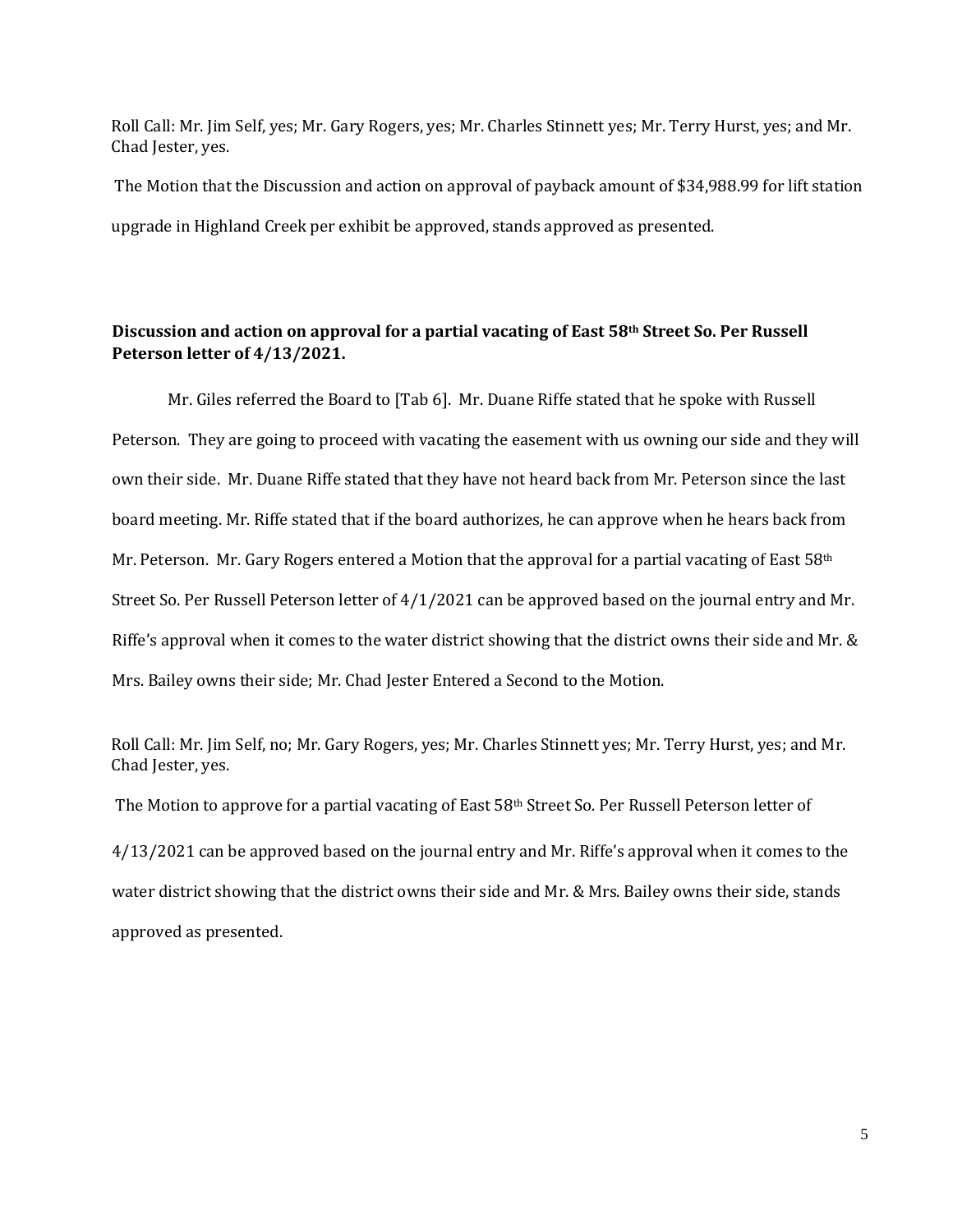Roll Call: Mr. Jim Self, yes; Mr. Gary Rogers, yes; Mr. Charles Stinnett yes; Mr. Terry Hurst, yes; and Mr. Chad Jester, yes.

The Motion that the Discussion and action on approval of payback amount of $34,988.99 for lift station upgrade in Highland Creek per exhibit be approved, stands approved as presented.

**Discussion and action on approval for a partial vacating of East 58th Street So. Per Russell Peterson letter of 4/13/2021.**

Mr. Giles referred the Board to [Tab 6]. Mr. Duane Riffe stated that he spoke with Russell Peterson. They are going to proceed with vacating the easement with us owning our side and they will own their side. Mr. Duane Riffe stated that they have not heard back from Mr. Peterson since the last board meeting. Mr. Riffe stated that if the board authorizes, he can approve when he hears back from Mr. Peterson. Mr. Gary Rogers entered a Motion that the approval for a partial vacating of East 58th Street So. Per Russell Peterson letter of 4/1/2021 can be approved based on the journal entry and Mr. Riffe's approval when it comes to the water district showing that the district owns their side and Mr. & Mrs. Bailey owns their side; Mr. Chad Jester Entered a Second to the Motion.

Roll Call: Mr. Jim Self, no; Mr. Gary Rogers, yes; Mr. Charles Stinnett yes; Mr. Terry Hurst, yes; and Mr. Chad Jester, yes.

The Motion to approve for a partial vacating of East 58th Street So. Per Russell Peterson letter of 4/13/2021 can be approved based on the journal entry and Mr. Riffe's approval when it comes to the water district showing that the district owns their side and Mr. & Mrs. Bailey owns their side, stands approved as presented.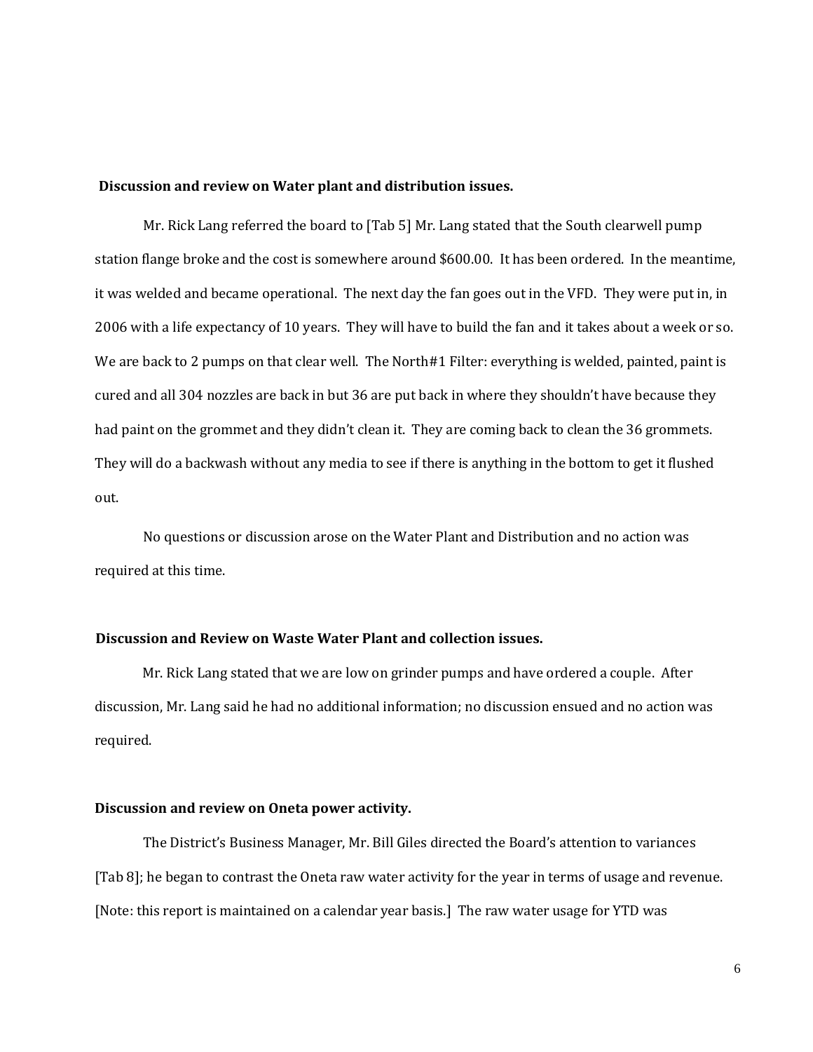**Discussion and review on Water plant and distribution issues.**

Mr. Rick Lang referred the board to [Tab 5] Mr. Lang stated that the South clearwell pump station flange broke and the cost is somewhere around $600.00. It has been ordered. In the meantime, it was welded and became operational. The next day the fan goes out in the VFD. They were put in, in 2006 with a life expectancy of 10 years. They will have to build the fan and it takes about a week or so. We are back to 2 pumps on that clear well. The North#1 Filter: everything is welded, painted, paint is cured and all 304 nozzles are back in but 36 are put back in where they shouldn't have because they had paint on the grommet and they didn't clean it. They are coming back to clean the 36 grommets. They will do a backwash without any media to see if there is anything in the bottom to get it flushed out.

No questions or discussion arose on the Water Plant and Distribution and no action was required at this time.

**Discussion and Review on Waste Water Plant and collection issues.**

Mr. Rick Lang stated that we are low on grinder pumps and have ordered a couple. After discussion, Mr. Lang said he had no additional information; no discussion ensued and no action was required.

**Discussion and review on Oneta power activity.**

The District's Business Manager, Mr. Bill Giles directed the Board's attention to variances [Tab 8]; he began to contrast the Oneta raw water activity for the year in terms of usage and revenue. [Note: this report is maintained on a calendar year basis.] The raw water usage for YTD was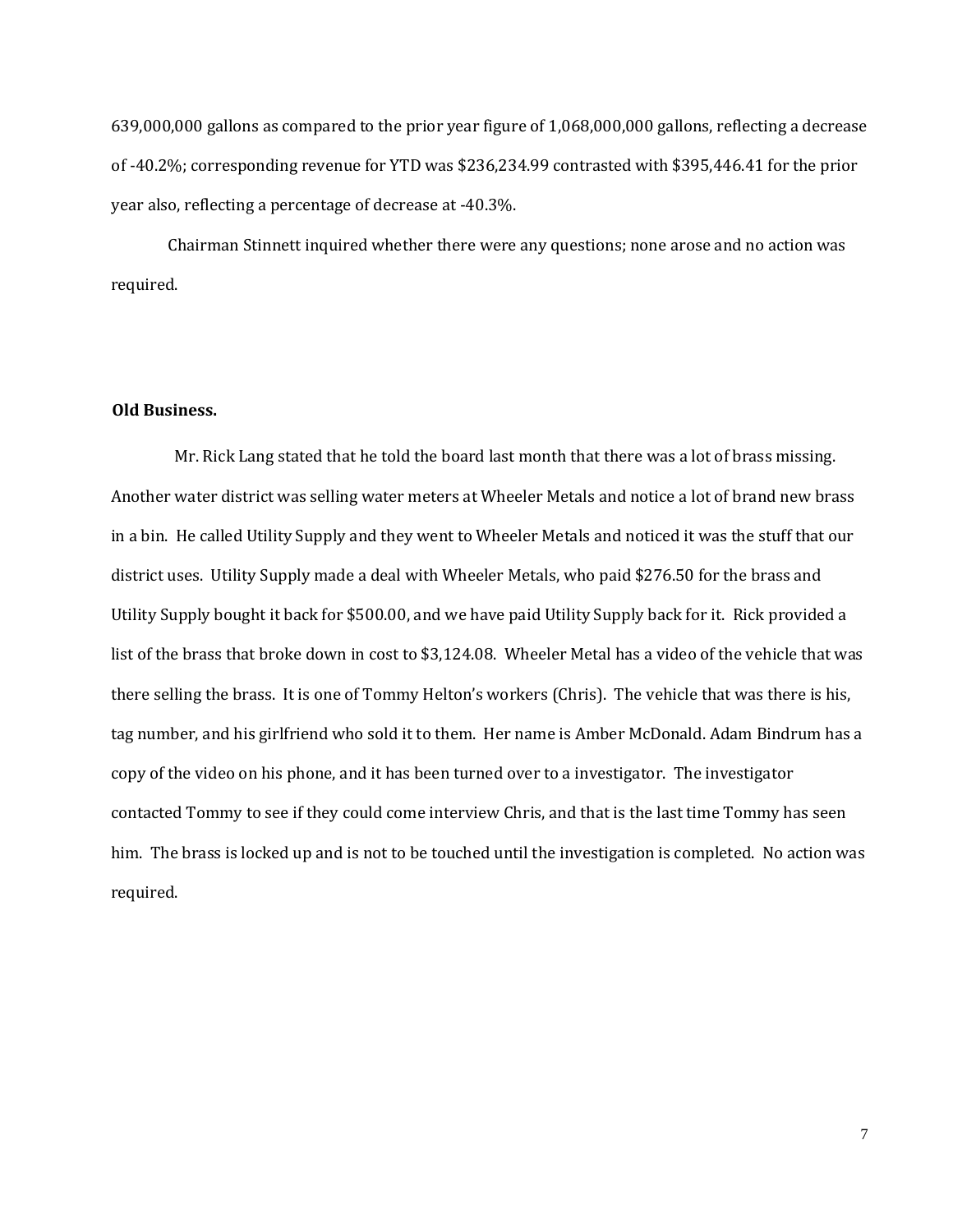639,000,000 gallons as compared to the prior year figure of 1,068,000,000 gallons, reflecting a decrease of -40.2%; corresponding revenue for YTD was $236,234.99 contrasted with $395,446.41 for the prior year also, reflecting a percentage of decrease at -40.3%.

Chairman Stinnett inquired whether there were any questions; none arose and no action was required.

**Old Business.**

Mr. Rick Lang stated that he told the board last month that there was a lot of brass missing. Another water district was selling water meters at Wheeler Metals and notice a lot of brand new brass in a bin. He called Utility Supply and they went to Wheeler Metals and noticed it was the stuff that our district uses. Utility Supply made a deal with Wheeler Metals, who paid $276.50 for the brass and Utility Supply bought it back for $500.00, and we have paid Utility Supply back for it. Rick provided a list of the brass that broke down in cost to $3,124.08. Wheeler Metal has a video of the vehicle that was there selling the brass. It is one of Tommy Helton's workers (Chris). The vehicle that was there is his, tag number, and his girlfriend who sold it to them. Her name is Amber McDonald. Adam Bindrum has a copy of the video on his phone, and it has been turned over to a investigator. The investigator contacted Tommy to see if they could come interview Chris, and that is the last time Tommy has seen him. The brass is locked up and is not to be touched until the investigation is completed. No action was required.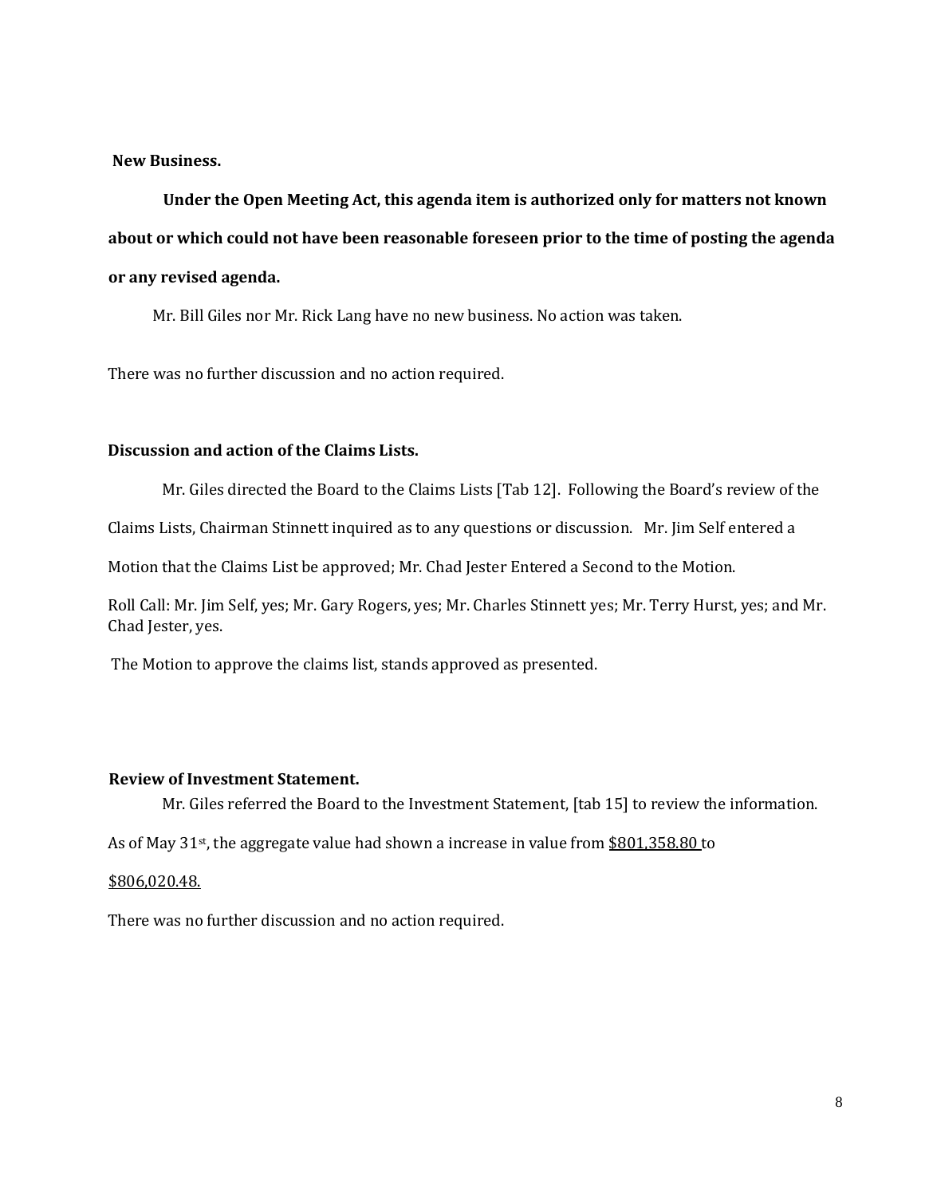**New Business.**

**Under the Open Meeting Act, this agenda item is authorized only for matters not known about or which could not have been reasonable foreseen prior to the time of posting the agenda or any revised agenda.**

Mr. Bill Giles nor Mr. Rick Lang have no new business. No action was taken.

There was no further discussion and no action required.

**Discussion and action of the Claims Lists.**

Mr. Giles directed the Board to the Claims Lists [Tab 12]. Following the Board's review of the Claims Lists, Chairman Stinnett inquired as to any questions or discussion. Mr. Jim Self entered a Motion that the Claims List be approved; Mr. Chad Jester Entered a Second to the Motion.

Roll Call: Mr. Jim Self, yes; Mr. Gary Rogers, yes; Mr. Charles Stinnett yes; Mr. Terry Hurst, yes; and Mr. Chad Jester, yes.

The Motion to approve the claims list, stands approved as presented.

**Review of Investment Statement.**

Mr. Giles referred the Board to the Investment Statement, [tab 15] to review the information. As of May 31st, the aggregate value had shown a increase in value from <u>$801,358.80</u> to <u>$806,020.48.</u>

There was no further discussion and no action required.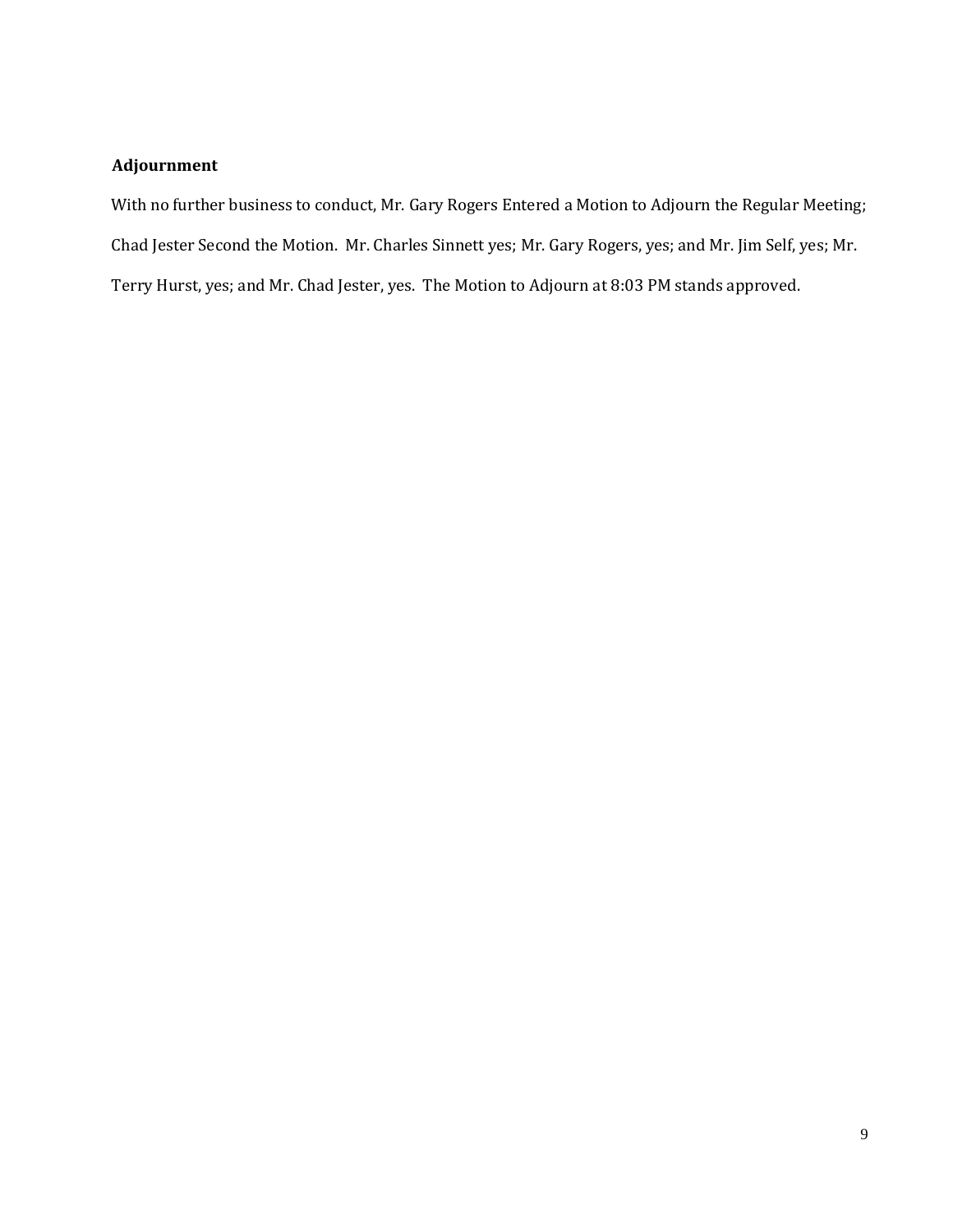**Adjournment**

With no further business to conduct, Mr. Gary Rogers Entered a Motion to Adjourn the Regular Meeting; Chad Jester Second the Motion. Mr. Charles Sinnett yes; Mr. Gary Rogers, yes; and Mr. Jim Self, yes; Mr. Terry Hurst, yes; and Mr. Chad Jester, yes. The Motion to Adjourn at 8:03 PM stands approved.